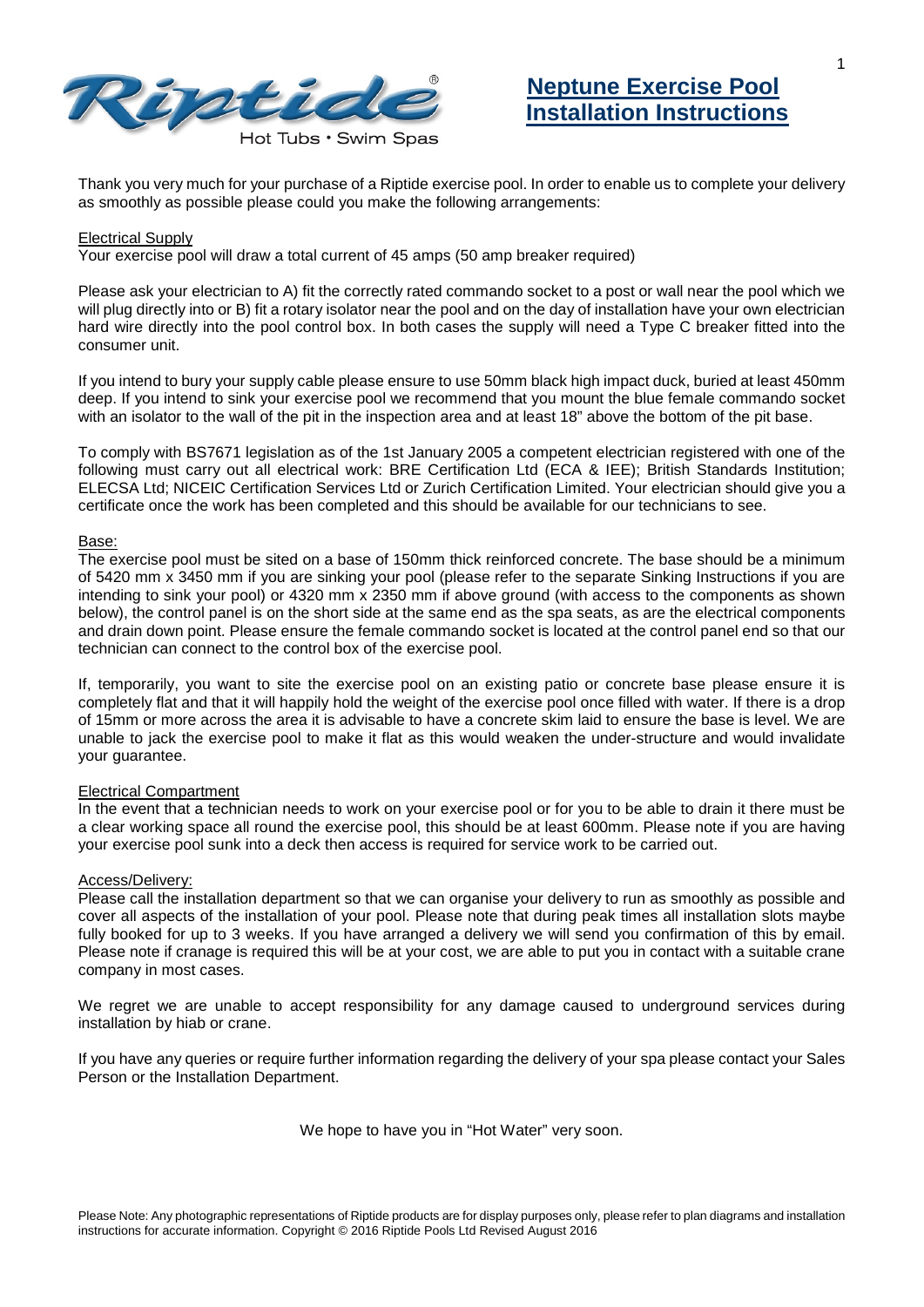Riptide® Hot Tubs • Swim Spas

# Neptune Exercise Pool Installation Instructions

Thank you very much for your purchase of a Riptide exercise pool. In order to enable us to complete your delivery as smoothly as possible please could you make the following arrangements:

## Electrical Supply

Your exercise pool will draw a total current of 45 amps (50 amp breaker required)

Please ask your electrician to A) fit the correctly rated commando socket to a post or wall near the pool which we will plug directly into or B) fit a rotary isolator near the pool and on the day of installation have your own electrician hard wire directly into the pool control box. In both cases the supply will need a Type C breaker fitted into the consumer unit.

If you intend to bury your supply cable please ensure to use 50mm black high impact duck, buried at least 450mm deep. If you intend to sink your exercise pool we recommend that you mount the blue female commando socket with an isolator to the wall of the pit in the inspection area and at least 18" above the bottom of the pit base.

To comply with BS7671 legislation as of the 1st January 2005 a competent electrician registered with one of the following must carry out all electrical work: BRE Certification Ltd (ECA & IEE); British Standards Institution; ELECSA Ltd; NICEIC Certification Services Ltd or Zurich Certification Limited. Your electrician should give you a certificate once the work has been completed and this should be available for our technicians to see.

## Base:

The exercise pool must be sited on a base of 150mm thick reinforced concrete. The base should be a minimum of 5420 mm x 3450 mm if you are sinking your pool (please refer to the separate Sinking Instructions if you are intending to sink your pool) or 4320 mm x 2350 mm if above ground (with access to the components as shown below), the control panel is on the short side at the same end as the spa seats, as are the electrical components and drain down point. Please ensure the female commando socket is located at the control panel end so that our technician can connect to the control box of the exercise pool.

If, temporarily, you want to site the exercise pool on an existing patio or concrete base please ensure it is completely flat and that it will happily hold the weight of the exercise pool once filled with water. If there is a drop of 15mm or more across the area it is advisable to have a concrete skim laid to ensure the base is level. We are unable to jack the exercise pool to make it flat as this would weaken the under-structure and would invalidate your guarantee.

## Electrical Compartment

In the event that a technician needs to work on your exercise pool or for you to be able to drain it there must be a clear working space all round the exercise pool, this should be at least 600mm. Please note if you are having your exercise pool sunk into a deck then access is required for service work to be carried out.

## Access/Delivery:

Please call the installation department so that we can organise your delivery to run as smoothly as possible and cover all aspects of the installation of your pool. Please note that during peak times all installation slots maybe fully booked for up to 3 weeks. If you have arranged a delivery we will send you confirmation of this by email. Please note if cranage is required this will be at your cost, we are able to put you in contact with a suitable crane company in most cases.

We regret we are unable to accept responsibility for any damage caused to underground services during installation by hiab or crane.

If you have any queries or require further information regarding the delivery of your spa please contact your Sales Person or the Installation Department.

We hope to have you in "Hot Water" very soon.

Please Note: Any photographic representations of Riptide products are for display purposes only, please refer to plan diagrams and installation instructions for accurate information. Copyright © 2016 Riptide Pools Ltd Revised August 2016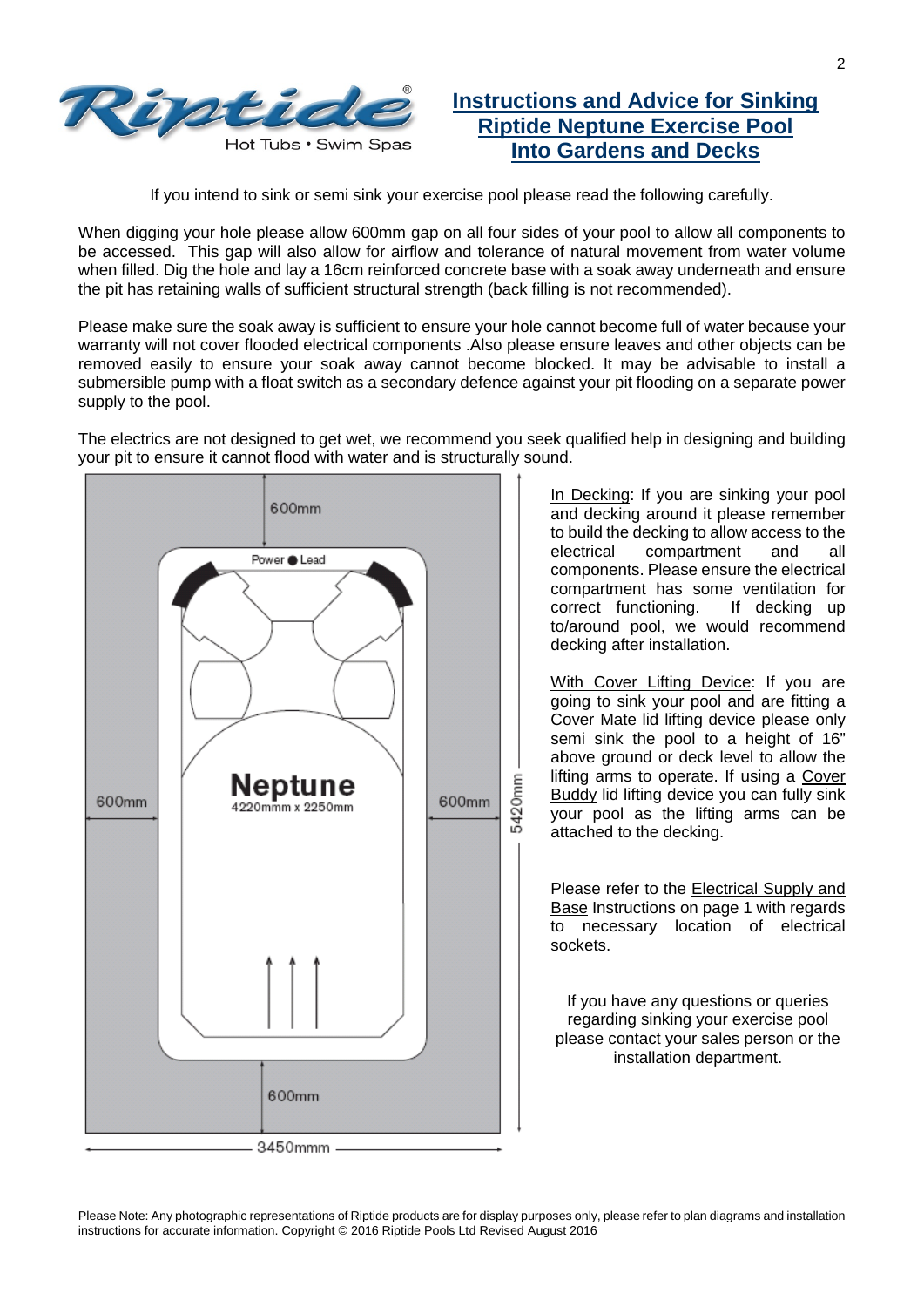# Instructions and Advice for Sinking Riptide Neptune Exercise Pool Into Gardens and Decks

If you intend to sink or semi sink your exercise pool please read the following carefully.

When digging your hole please allow 600mm gap on all four sides of your pool to allow all components to be accessed. This gap will also allow for airflow and tolerance of natural movement from water volume when filled. Dig the hole and lay a 16cm reinforced concrete base with a soak away underneath and ensure the pit has retaining walls of sufficient structural strength (back filling is not recommended).

Please make sure the soak away is sufficient to ensure your hole cannot become full of water because your warranty will not cover flooded electrical components .Also please ensure leaves and other objects can be removed easily to ensure your soak away cannot become blocked. It may be advisable to install a submersible pump with a float switch as a secondary defence against your pit flooding on a separate power supply to the pool.

The electrics are not designed to get wet, we recommend you seek qualified help in designing and building your pit to ensure it cannot flood with water and is structurally sound.

600mm

Power ● Lead

Neptune
4220mmm x 2250mm

600mm | 600mm | 5420mm

600mm

3450mmm

In Decking: If you are sinking your pool and decking around it please remember to build the decking to allow access to the electrical compartment and all components. Please ensure the electrical compartment has some ventilation for correct functioning. If decking up to/around pool, we would recommend decking after installation.

With Cover Lifting Device: If you are going to sink your pool and are fitting a Cover Mate lid lifting device please only semi sink the pool to a height of 16" above ground or deck level to allow the lifting arms to operate. If using a Cover Buddy lid lifting device you can fully sink your pool as the lifting arms can be attached to the decking.

Please refer to the Electrical Supply and Base Instructions on page 1 with regards to necessary location of electrical sockets.

If you have any questions or queries regarding sinking your exercise pool please contact your sales person or the installation department.

Please Note: Any photographic representations of Riptide products are for display purposes only, please refer to plan diagrams and installation instructions for accurate information. Copyright © 2016 Riptide Pools Ltd Revised August 2016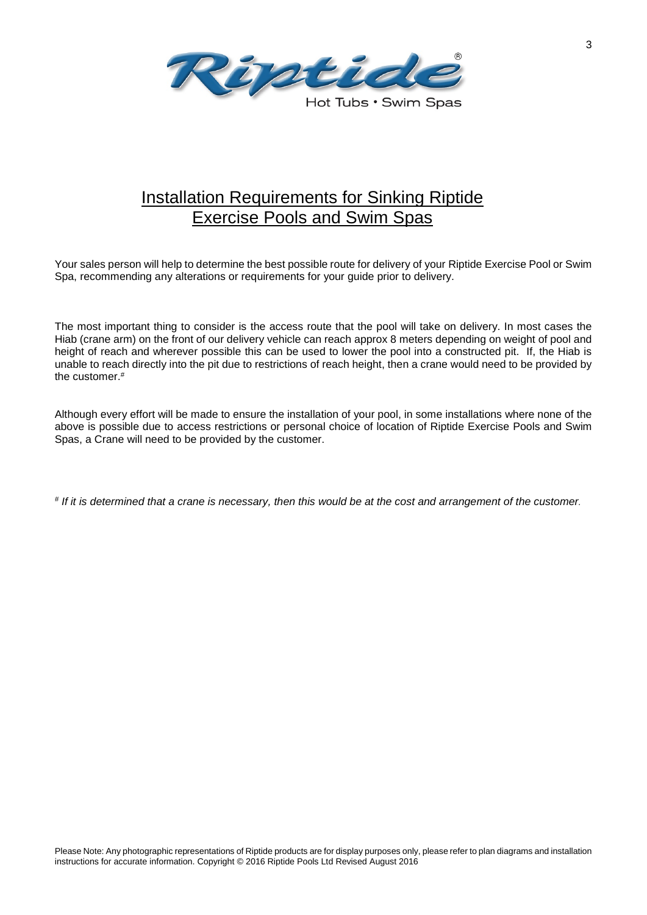# Installation Requirements for Sinking Riptide Exercise Pools and Swim Spas

Your sales person will help to determine the best possible route for delivery of your Riptide Exercise Pool or Swim Spa, recommending any alterations or requirements for your guide prior to delivery.

The most important thing to consider is the access route that the pool will take on delivery. In most cases the Hiab (crane arm) on the front of our delivery vehicle can reach approx 8 meters depending on weight of pool and height of reach and wherever possible this can be used to lower the pool into a constructed pit. If, the Hiab is unable to reach directly into the pit due to restrictions of reach height, then a crane would need to be provided by the customer.[#]

Although every effort will be made to ensure the installation of your pool, in some installations where none of the above is possible due to access restrictions or personal choice of location of Riptide Exercise Pools and Swim Spas, a Crane will need to be provided by the customer.

[#] *If it is determined that a crane is necessary, then this would be at the cost and arrangement of the customer.*

Please Note: Any photographic representations of Riptide products are for display purposes only, please refer to plan diagrams and installation instructions for accurate information. Copyright © 2016 Riptide Pools Ltd Revised August 2016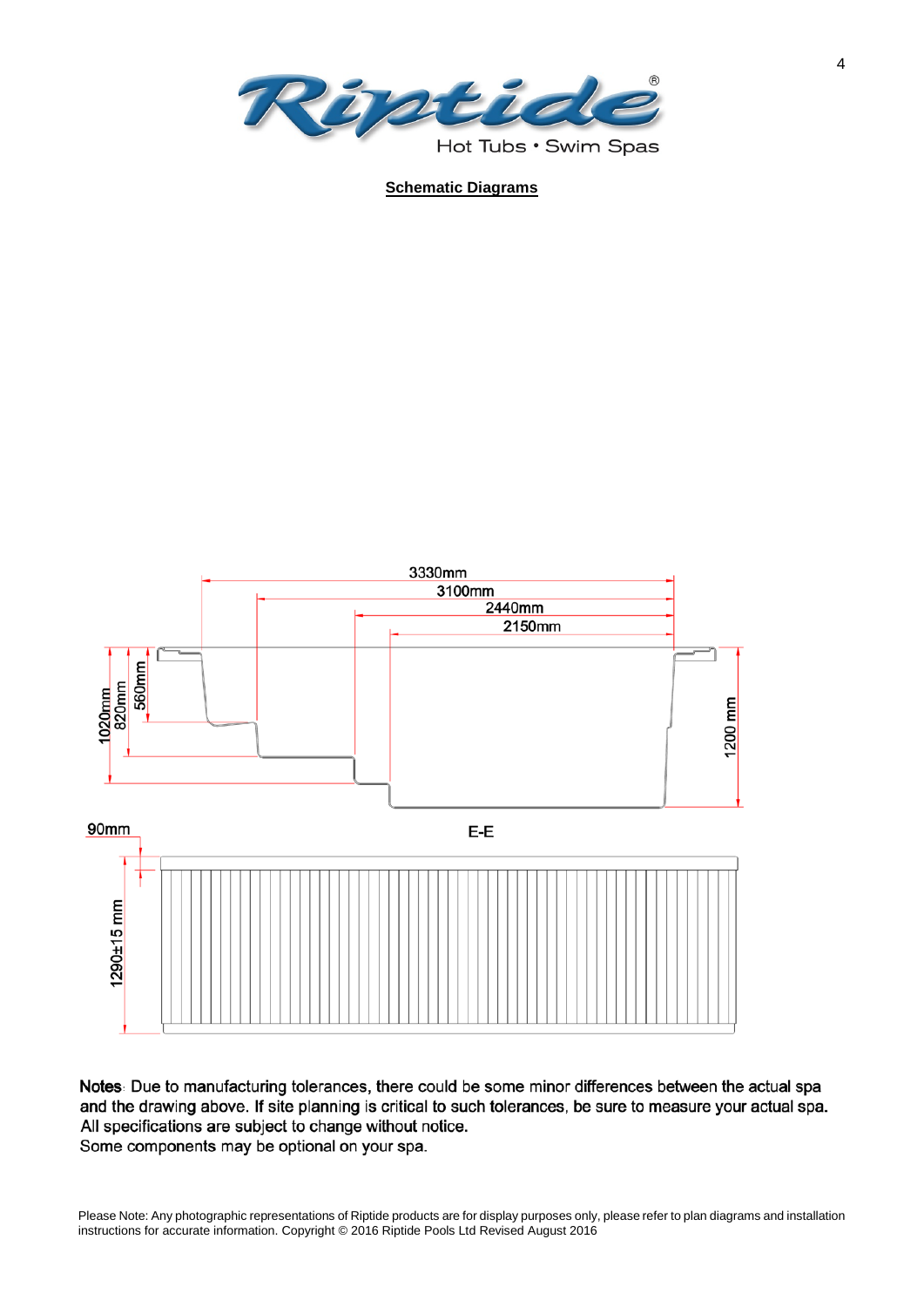Riptide®

Hot Tubs • Swim Spas

**Schematic Diagrams**

3330mm
3100mm
2440mm
2150mm
1020mm
820mm
560mm
1200 mm
E-E
90mm
1290±15 mm

**Notes**: Due to manufacturing tolerances, there could be some minor differences between the actual spa and the drawing above. If site planning is critical to such tolerances, be sure to measure your actual spa. All specifications are subject to change without notice.
Some components may be optional on your spa.

Please Note: Any photographic representations of Riptide products are for display purposes only, please refer to plan diagrams and installation instructions for accurate information. Copyright © 2016 Riptide Pools Ltd Revised August 2016